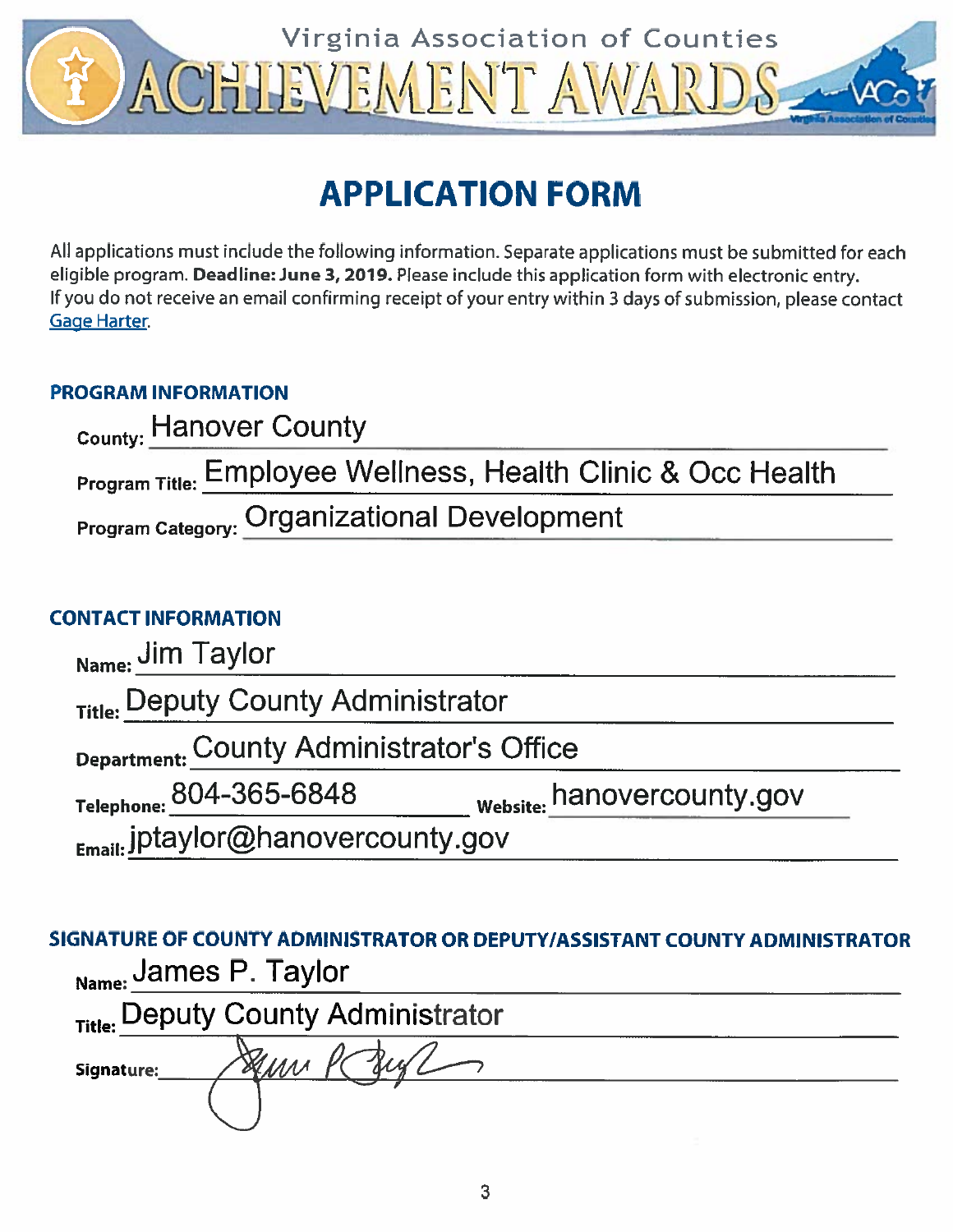Virginia Association of Counties

# ACHIEVEMENT AWARDS

## APPLICATION FORM

All applications must include the following information. Separate applications must be submitted for each eligible program. **Deadline: June 3, 2019.** Please include this application form with electronic entry.
If you do not receive an email confirming receipt of your entry within 3 days of submission, please contact Gage Harter.

### PROGRAM INFORMATION

**County:** Hanover County

**Program Title:** Employee Wellness, Health Clinic & Occ Health

**Program Category:** Organizational Development

### CONTACT INFORMATION

**Name:** Jim Taylor

**Title:** Deputy County Administrator

**Department:** County Administrator's Office

**Telephone:** 804-365-6848 **Website:** hanovercounty.gov

**Email:** jptaylor@hanovercounty.gov

### SIGNATURE OF COUNTY ADMINISTRATOR OR DEPUTY/ASSISTANT COUNTY ADMINISTRATOR

**Name:** James P. Taylor

**Title:** Deputy County Administrator

**Signature:** James P. Taylor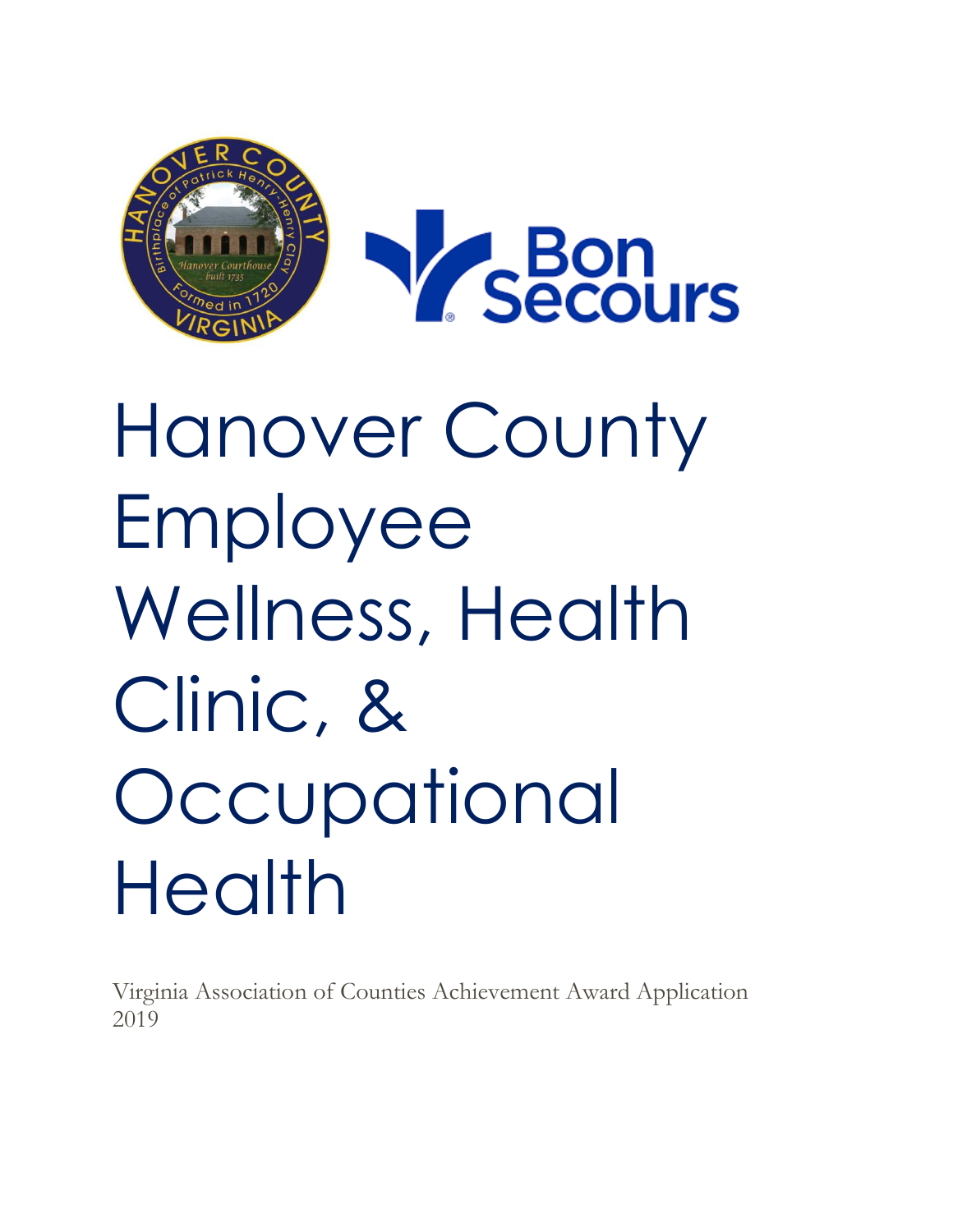# Hanover County Employee Wellness, Health Clinic, & Occupational Health

Virginia Association of Counties Achievement Award Application 2019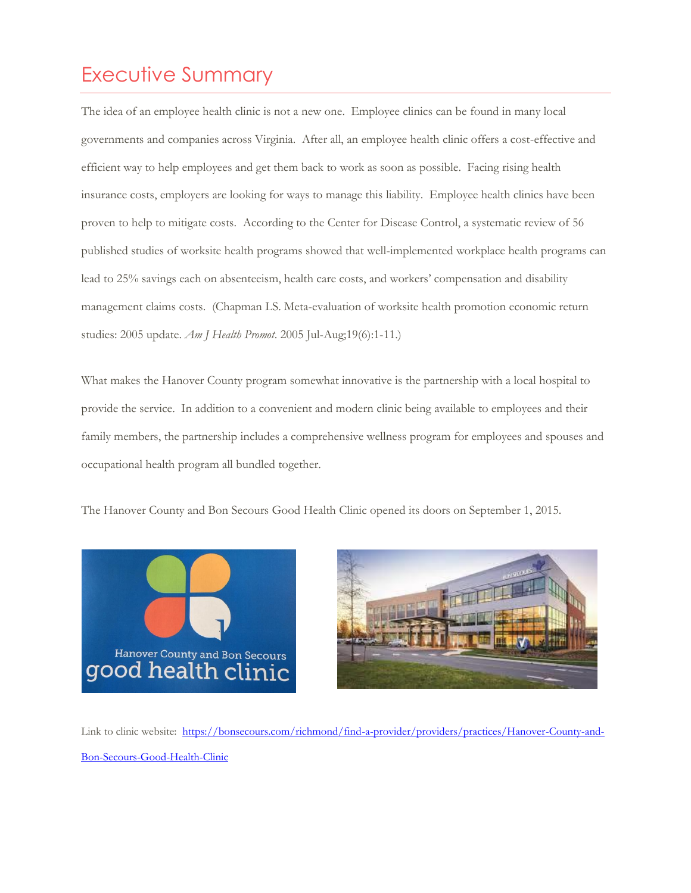# Executive Summary

The idea of an employee health clinic is not a new one. Employee clinics can be found in many local governments and companies across Virginia. After all, an employee health clinic offers a cost-effective and efficient way to help employees and get them back to work as soon as possible. Facing rising health insurance costs, employers are looking for ways to manage this liability. Employee health clinics have been proven to help to mitigate costs. According to the Center for Disease Control, a systematic review of 56 published studies of worksite health programs showed that well-implemented workplace health programs can lead to 25% savings each on absenteeism, health care costs, and workers' compensation and disability management claims costs. (Chapman LS. Meta-evaluation of worksite health promotion economic return studies: 2005 update. *Am J Health Promot*. 2005 Jul-Aug;19(6):1-11.)

What makes the Hanover County program somewhat innovative is the partnership with a local hospital to provide the service. In addition to a convenient and modern clinic being available to employees and their family members, the partnership includes a comprehensive wellness program for employees and spouses and occupational health program all bundled together.

The Hanover County and Bon Secours Good Health Clinic opened its doors on September 1, 2015.

Link to clinic website: [https://bonsecours.com/richmond/find-a-provider/providers/practices/Hanover-County-and-Bon-Secours-Good-Health-Clinic](https://bonsecours.com/richmond/find-a-provider/providers/practices/Hanover-County-and-Bon-Secours-Good-Health-Clinic)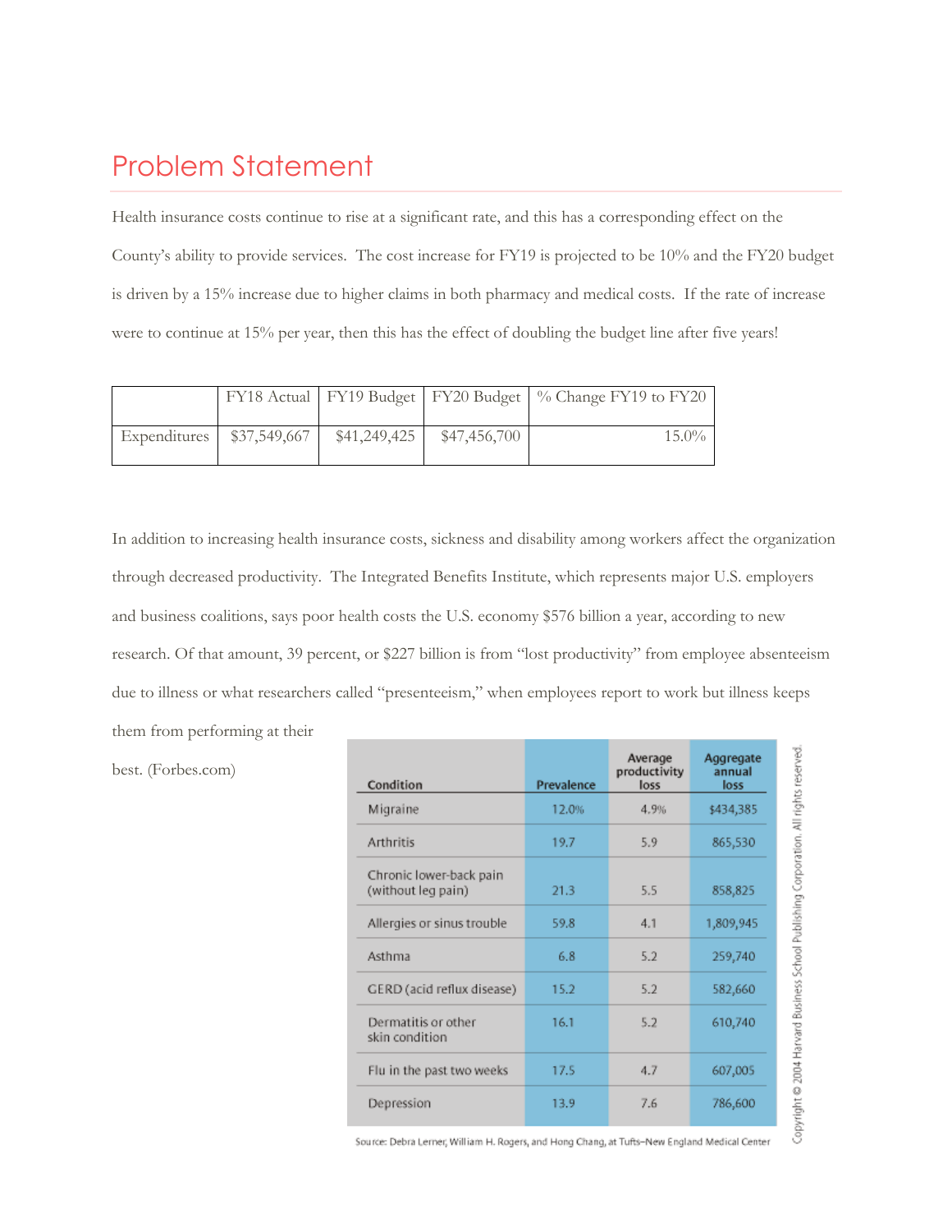# Problem Statement

Health insurance costs continue to rise at a significant rate, and this has a corresponding effect on the County's ability to provide services. The cost increase for FY19 is projected to be 10% and the FY20 budget is driven by a 15% increase due to higher claims in both pharmacy and medical costs. If the rate of increase were to continue at 15% per year, then this has the effect of doubling the budget line after five years!

| | FY18 Actual | FY19 Budget | FY20 Budget | % Change FY19 to FY20 |
|---|---|---|---|---|
| Expenditures | $37,549,667 | $41,249,425 | $47,456,700 | 15.0% |

In addition to increasing health insurance costs, sickness and disability among workers affect the organization through decreased productivity. The Integrated Benefits Institute, which represents major U.S. employers and business coalitions, says poor health costs the U.S. economy $576 billion a year, according to new research. Of that amount, 39 percent, or $227 billion is from "lost productivity" from employee absenteeism due to illness or what researchers called "presenteeism," when employees report to work but illness keeps them from performing at their best. (Forbes.com)

| Condition | Prevalence | Average productivity loss | Aggregate annual loss |
|---|---|---|---|
| Migraine | 12.0% | 4.9% | $434,385 |
| Arthritis | 19.7 | 5.9 | 865,530 |
| Chronic lower-back pain (without leg pain) | 21.3 | 5.5 | 858,825 |
| Allergies or sinus trouble | 59.8 | 4.1 | 1,809,945 |
| Asthma | 6.8 | 5.2 | 259,740 |
| GERD (acid reflux disease) | 15.2 | 5.2 | 582,660 |
| Dermatitis or other skin condition | 16.1 | 5.2 | 610,740 |
| Flu in the past two weeks | 17.5 | 4.7 | 607,005 |
| Depression | 13.9 | 7.6 | 786,600 |

Source: Debra Lerner, William H. Rogers, and Hong Chang, at Tufts–New England Medical Center

Copyright © 2004 Harvard Business School Publishing Corporation. All rights reserved.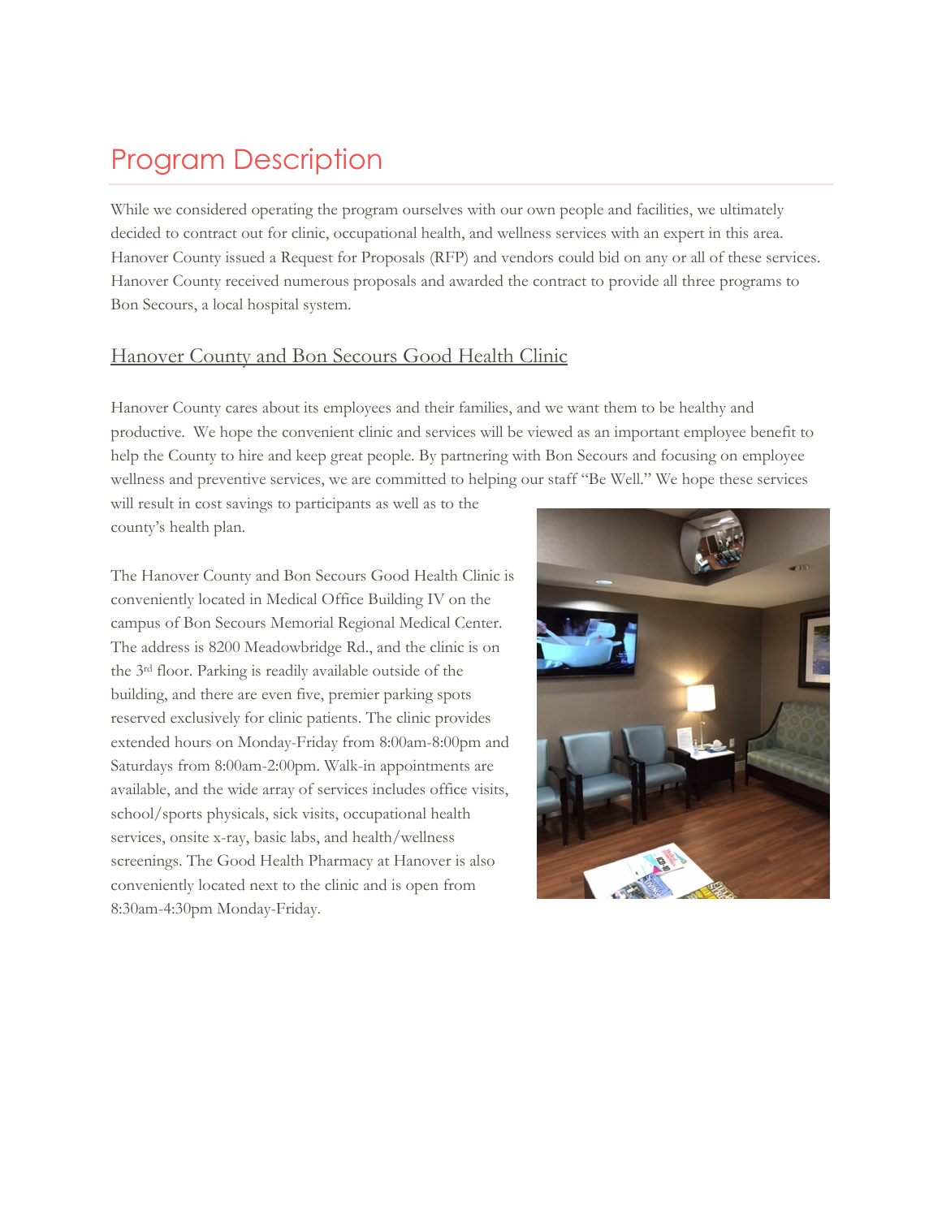# Program Description

While we considered operating the program ourselves with our own people and facilities, we ultimately decided to contract out for clinic, occupational health, and wellness services with an expert in this area. Hanover County issued a Request for Proposals (RFP) and vendors could bid on any or all of these services. Hanover County received numerous proposals and awarded the contract to provide all three programs to Bon Secours, a local hospital system.

## Hanover County and Bon Secours Good Health Clinic

Hanover County cares about its employees and their families, and we want them to be healthy and productive. We hope the convenient clinic and services will be viewed as an important employee benefit to help the County to hire and keep great people. By partnering with Bon Secours and focusing on employee wellness and preventive services, we are committed to helping our staff "Be Well." We hope these services will result in cost savings to participants as well as to the county's health plan.

The Hanover County and Bon Secours Good Health Clinic is conveniently located in Medical Office Building IV on the campus of Bon Secours Memorial Regional Medical Center. The address is 8200 Meadowbridge Rd., and the clinic is on the 3rd floor. Parking is readily available outside of the building, and there are even five, premier parking spots reserved exclusively for clinic patients. The clinic provides extended hours on Monday-Friday from 8:00am-8:00pm and Saturdays from 8:00am-2:00pm. Walk-in appointments are available, and the wide array of services includes office visits, school/sports physicals, sick visits, occupational health services, onsite x-ray, basic labs, and health/wellness screenings. The Good Health Pharmacy at Hanover is also conveniently located next to the clinic and is open from 8:30am-4:30pm Monday-Friday.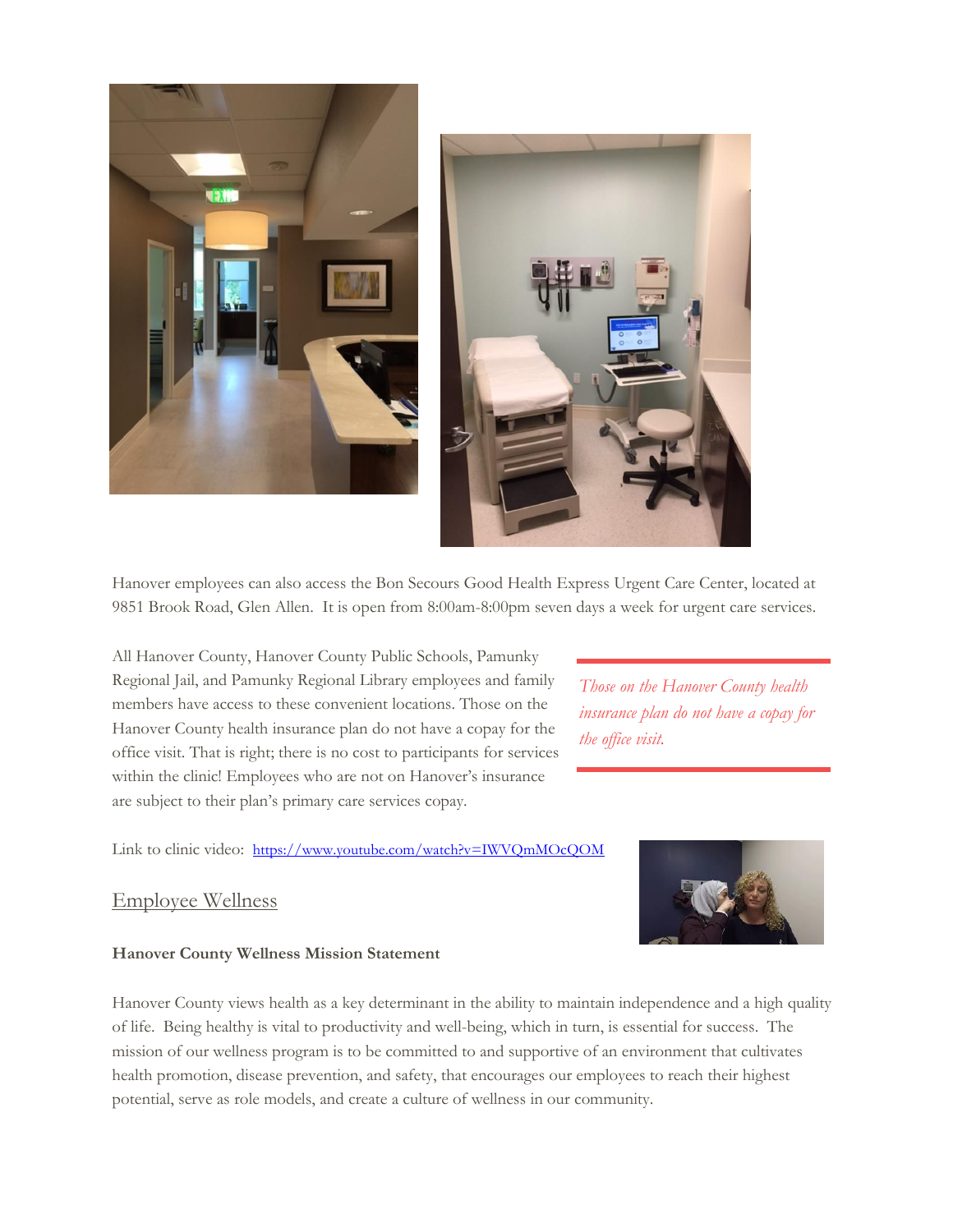Hanover employees can also access the Bon Secours Good Health Express Urgent Care Center, located at 9851 Brook Road, Glen Allen. It is open from 8:00am-8:00pm seven days a week for urgent care services.

All Hanover County, Hanover County Public Schools, Pamunky Regional Jail, and Pamunky Regional Library employees and family members have access to these convenient locations. Those on the Hanover County health insurance plan do not have a copay for the office visit. That is right; there is no cost to participants for services within the clinic! Employees who are not on Hanover's insurance are subject to their plan's primary care services copay.

*Those on the Hanover County health insurance plan do not have a copay for the office visit.*

Link to clinic video: [https://www.youtube.com/watch?v=IWVQmMOcQOM](https://www.youtube.com/watch?v=IWVQmMOcQOM)

## Employee Wellness

**Hanover County Wellness Mission Statement**

Hanover County views health as a key determinant in the ability to maintain independence and a high quality of life. Being healthy is vital to productivity and well-being, which in turn, is essential for success. The mission of our wellness program is to be committed to and supportive of an environment that cultivates health promotion, disease prevention, and safety, that encourages our employees to reach their highest potential, serve as role models, and create a culture of wellness in our community.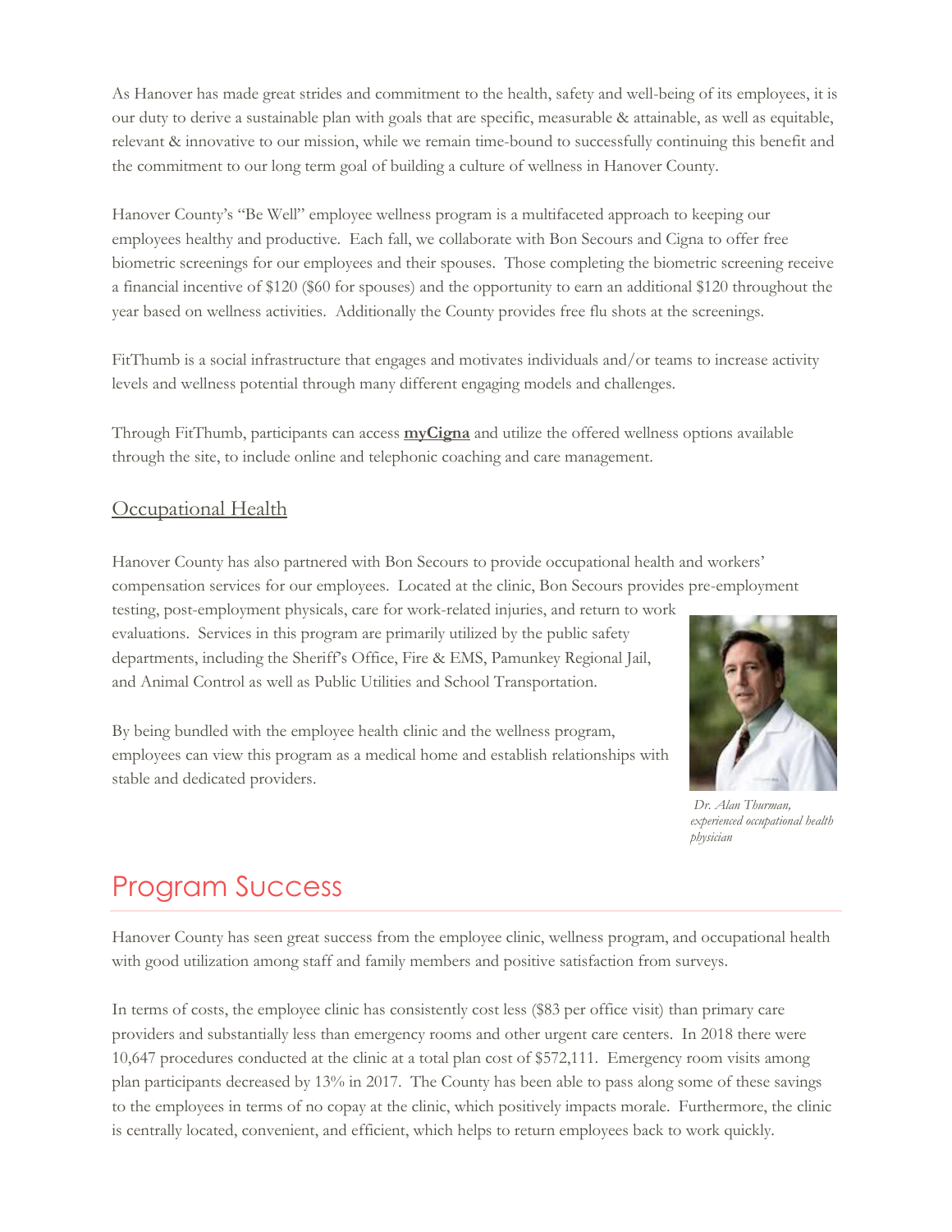As Hanover has made great strides and commitment to the health, safety and well-being of its employees, it is our duty to derive a sustainable plan with goals that are specific, measurable & attainable, as well as equitable, relevant & innovative to our mission, while we remain time-bound to successfully continuing this benefit and the commitment to our long term goal of building a culture of wellness in Hanover County.

Hanover County's "Be Well" employee wellness program is a multifaceted approach to keeping our employees healthy and productive. Each fall, we collaborate with Bon Secours and Cigna to offer free biometric screenings for our employees and their spouses. Those completing the biometric screening receive a financial incentive of $120 ($60 for spouses) and the opportunity to earn an additional $120 throughout the year based on wellness activities. Additionally the County provides free flu shots at the screenings.

FitThumb is a social infrastructure that engages and motivates individuals and/or teams to increase activity levels and wellness potential through many different engaging models and challenges.

Through FitThumb, participants can access **myCigna** and utilize the offered wellness options available through the site, to include online and telephonic coaching and care management.

## Occupational Health

Hanover County has also partnered with Bon Secours to provide occupational health and workers' compensation services for our employees. Located at the clinic, Bon Secours provides pre-employment testing, post-employment physicals, care for work-related injuries, and return to work evaluations. Services in this program are primarily utilized by the public safety departments, including the Sheriff's Office, Fire & EMS, Pamunkey Regional Jail, and Animal Control as well as Public Utilities and School Transportation.

By being bundled with the employee health clinic and the wellness program, employees can view this program as a medical home and establish relationships with stable and dedicated providers.

*Dr. Alan Thurman, experienced occupational health physician*

# Program Success

Hanover County has seen great success from the employee clinic, wellness program, and occupational health with good utilization among staff and family members and positive satisfaction from surveys.

In terms of costs, the employee clinic has consistently cost less ($83 per office visit) than primary care providers and substantially less than emergency rooms and other urgent care centers. In 2018 there were 10,647 procedures conducted at the clinic at a total plan cost of $572,111. Emergency room visits among plan participants decreased by 13% in 2017. The County has been able to pass along some of these savings to the employees in terms of no copay at the clinic, which positively impacts morale. Furthermore, the clinic is centrally located, convenient, and efficient, which helps to return employees back to work quickly.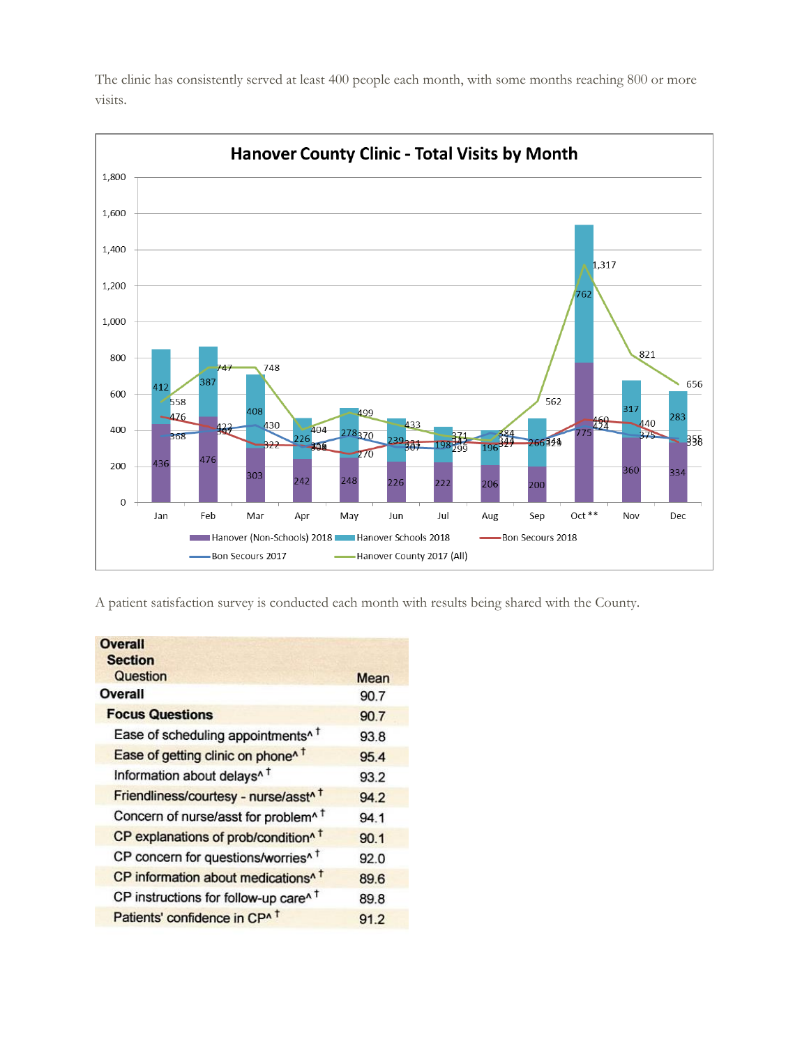The clinic has consistently served at least 400 people each month, with some months reaching 800 or more visits.

**Hanover County Clinic - Total Visits by Month**

A patient satisfaction survey is conducted each month with results being shared with the County.

| Overall<br>Section<br>Question | Mean |
|---|---|
| **Overall** | 90.7 |
| **Focus Questions** | 90.7 |
| Ease of scheduling appointments^ † | 93.8 |
| Ease of getting clinic on phone^ † | 95.4 |
| Information about delays^ † | 93.2 |
| Friendliness/courtesy - nurse/asst^ † | 94.2 |
| Concern of nurse/asst for problem^ † | 94.1 |
| CP explanations of prob/condition^ † | 90.1 |
| CP concern for questions/worries^ † | 92.0 |
| CP information about medications^ † | 89.6 |
| CP instructions for follow-up care^ † | 89.8 |
| Patients' confidence in CP^ † | 91.2 |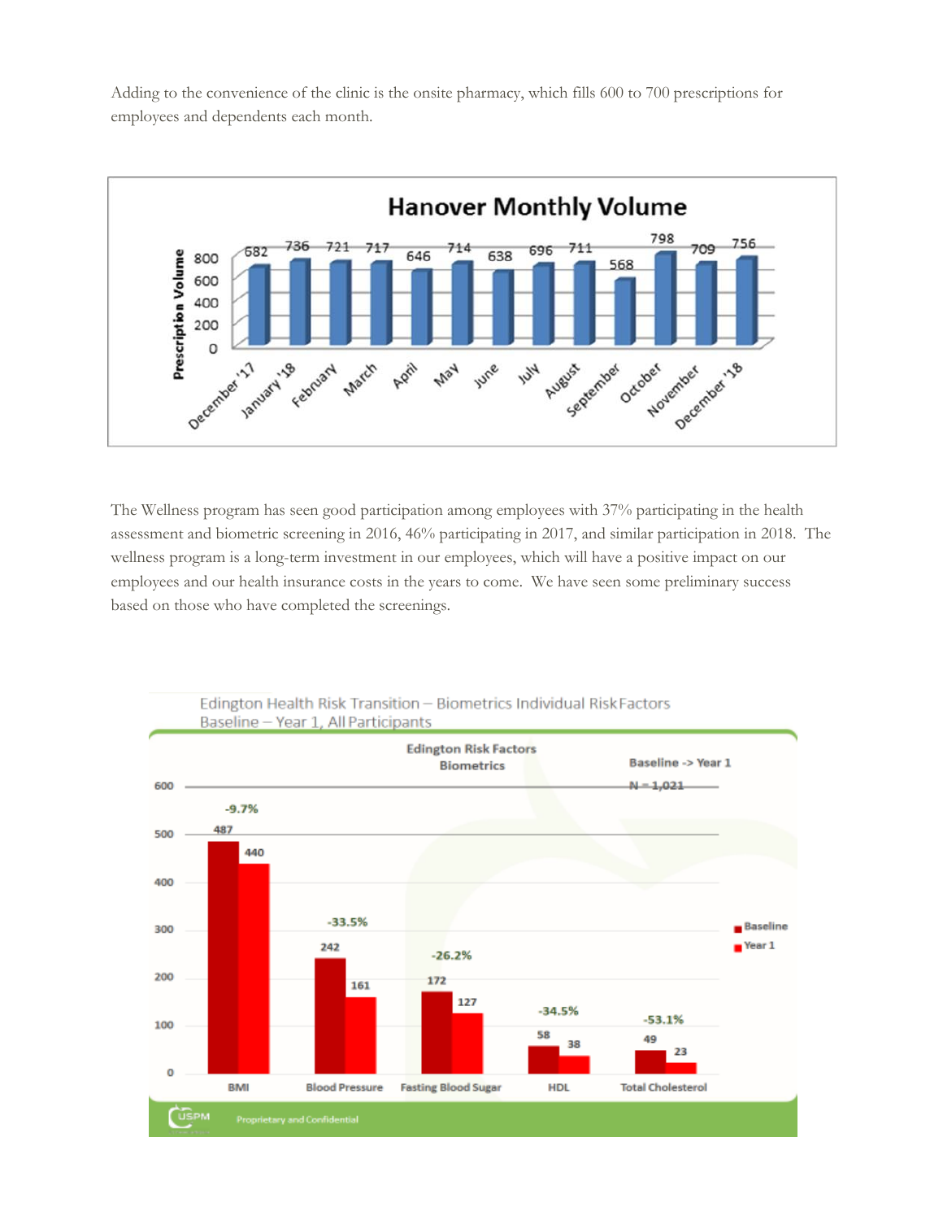Adding to the convenience of the clinic is the onsite pharmacy, which fills 600 to 700 prescriptions for employees and dependents each month.

**Hanover Monthly Volume**

| Month | Prescription Volume |
|---|---|
| December '17 | 682 |
| January '18 | 736 |
| February | 721 |
| March | 717 |
| April | 646 |
| May | 714 |
| June | 638 |
| July | 696 |
| August | 711 |
| September | 568 |
| October | 798 |
| November | 709 |
| December '18 | 756 |

The Wellness program has seen good participation among employees with 37% participating in the health assessment and biometric screening in 2016, 46% participating in 2017, and similar participation in 2018. The wellness program is a long-term investment in our employees, which will have a positive impact on our employees and our health insurance costs in the years to come. We have seen some preliminary success based on those who have completed the screenings.

Edington Health Risk Transition – Biometrics Individual Risk Factors
Baseline – Year 1, All Participants

Edington Risk Factors Biometrics

Baseline -> Year 1, N = 1,021

| Risk Factor | Baseline | Year 1 | Change |
|---|---|---|---|
| BMI | 487 | 440 | -9.7% |
| Blood Pressure | 242 | 161 | -33.5% |
| Fasting Blood Sugar | 172 | 127 | -26.2% |
| HDL | 58 | 38 | -34.5% |
| Total Cholesterol | 49 | 23 | -53.1% |

USPM Proprietary and Confidential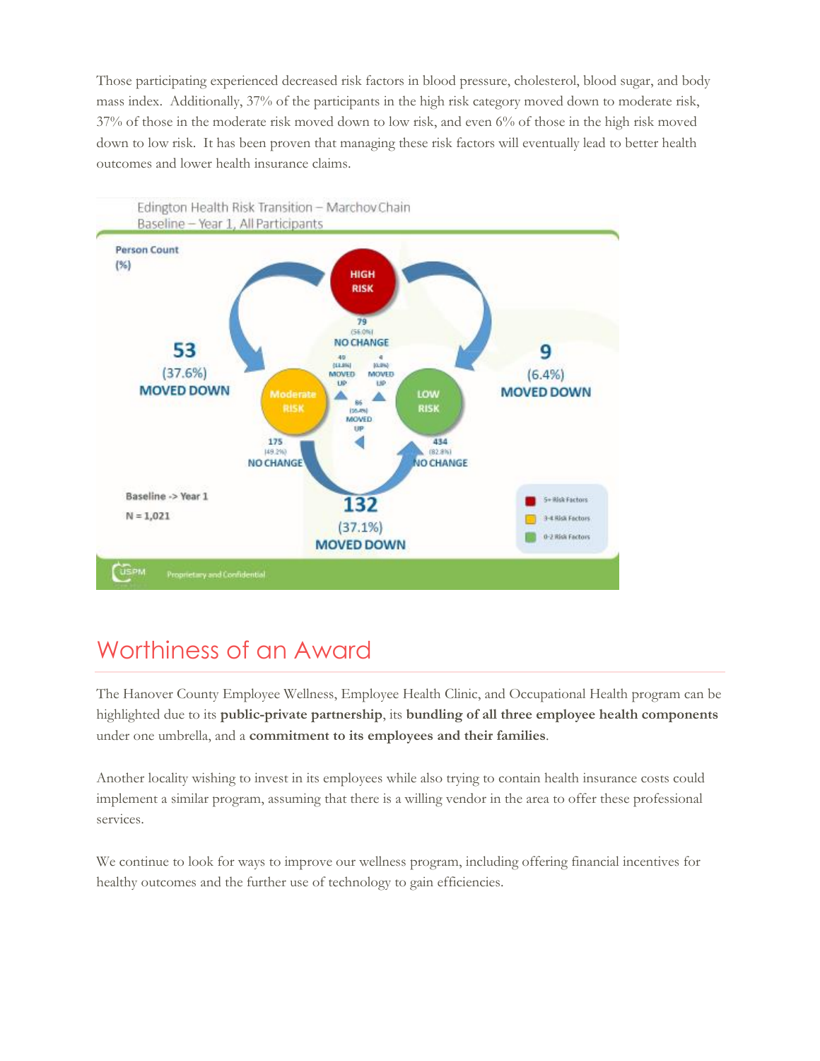Those participating experienced decreased risk factors in blood pressure, cholesterol, blood sugar, and body mass index. Additionally, 37% of the participants in the high risk category moved down to moderate risk, 37% of those in the moderate risk moved down to low risk, and even 6% of those in the high risk moved down to low risk. It has been proven that managing these risk factors will eventually lead to better health outcomes and lower health insurance claims.

Edington Health Risk Transition – Marchov Chain
Baseline – Year 1, All Participants

Person Count
(%)

HIGH RISK

79
(56.0%)
NO CHANGE

53
(37.6%)
MOVED DOWN

9
(6.4%)
MOVED DOWN

40
(11.8%)
MOVED UP

4
(0.9%)
MOVED UP

Moderate RISK

LOW RISK

86
(19.4%)
MOVED UP

175
(49.2%)
NO CHANGE

434
(82.8%)
NO CHANGE

Baseline -> Year 1
N = 1,021

132
(37.1%)
MOVED DOWN

5+ Risk Factors
3-4 Risk Factors
0-2 Risk Factors

USPM Proprietary and Confidential

## Worthiness of an Award

The Hanover County Employee Wellness, Employee Health Clinic, and Occupational Health program can be highlighted due to its **public-private partnership**, its **bundling of all three employee health components** under one umbrella, and a **commitment to its employees and their families**.

Another locality wishing to invest in its employees while also trying to contain health insurance costs could implement a similar program, assuming that there is a willing vendor in the area to offer these professional services.

We continue to look for ways to improve our wellness program, including offering financial incentives for healthy outcomes and the further use of technology to gain efficiencies.